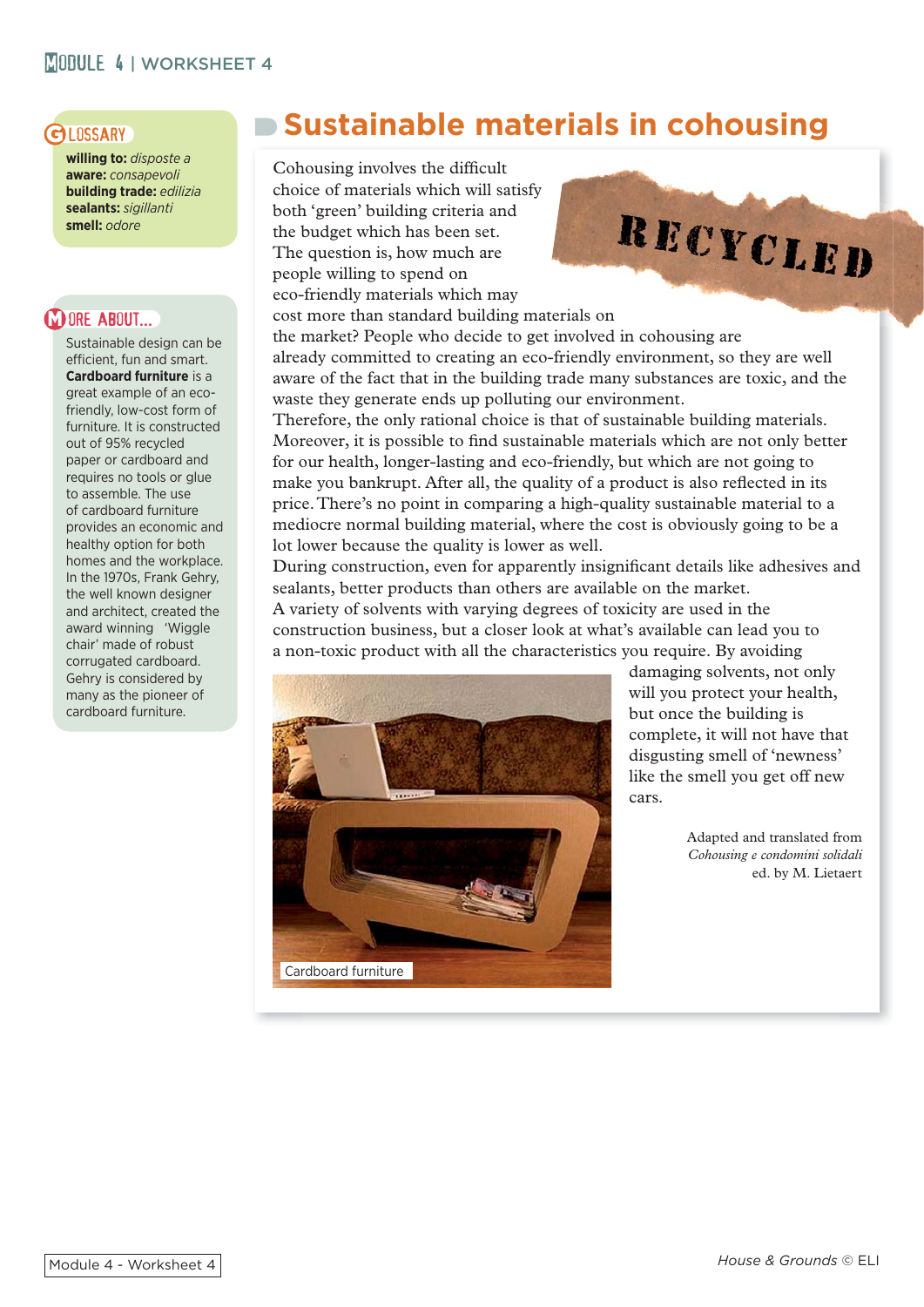## Glossary

**willing to:** *disposte a*
**aware:** *consapevoli*
**building trade:** *edilizia*
**sealants:** *sigillanti*
**smell:** *odore*

## More about...

Sustainable design can be efficient, fun and smart. **Cardboard furniture** is a great example of an eco-friendly, low-cost form of furniture. It is constructed out of 95% recycled paper or cardboard and requires no tools or glue to assemble. The use of cardboard furniture provides an economic and healthy option for both homes and the workplace. In the 1970s, Frank Gehry, the well known designer and architect, created the award winning 'Wiggle chair' made of robust corrugated cardboard. Gehry is considered by many as the pioneer of cardboard furniture.

# Sustainable materials in cohousing

RECYCLED

Cohousing involves the difficult choice of materials which will satisfy both 'green' building criteria and the budget which has been set. The question is, how much are people willing to spend on eco-friendly materials which may cost more than standard building materials on the market? People who decide to get involved in cohousing are already committed to creating an eco-friendly environment, so they are well aware of the fact that in the building trade many substances are toxic, and the waste they generate ends up polluting our environment.
Therefore, the only rational choice is that of sustainable building materials. Moreover, it is possible to find sustainable materials which are not only better for our health, longer-lasting and eco-friendly, but which are not going to make you bankrupt. After all, the quality of a product is also reflected in its price. There's no point in comparing a high-quality sustainable material to a mediocre normal building material, where the cost is obviously going to be a lot lower because the quality is lower as well.
During construction, even for apparently insignificant details like adhesives and sealants, better products than others are available on the market.
A variety of solvents with varying degrees of toxicity are used in the construction business, but a closer look at what's available can lead you to a non-toxic product with all the characteristics you require. By avoiding damaging solvents, not only will you protect your health, but once the building is complete, it will not have that disgusting smell of 'newness' like the smell you get off new cars.

Cardboard furniture

Adapted and translated from *Cohousing e condomini solidali* ed. by M. Lietaert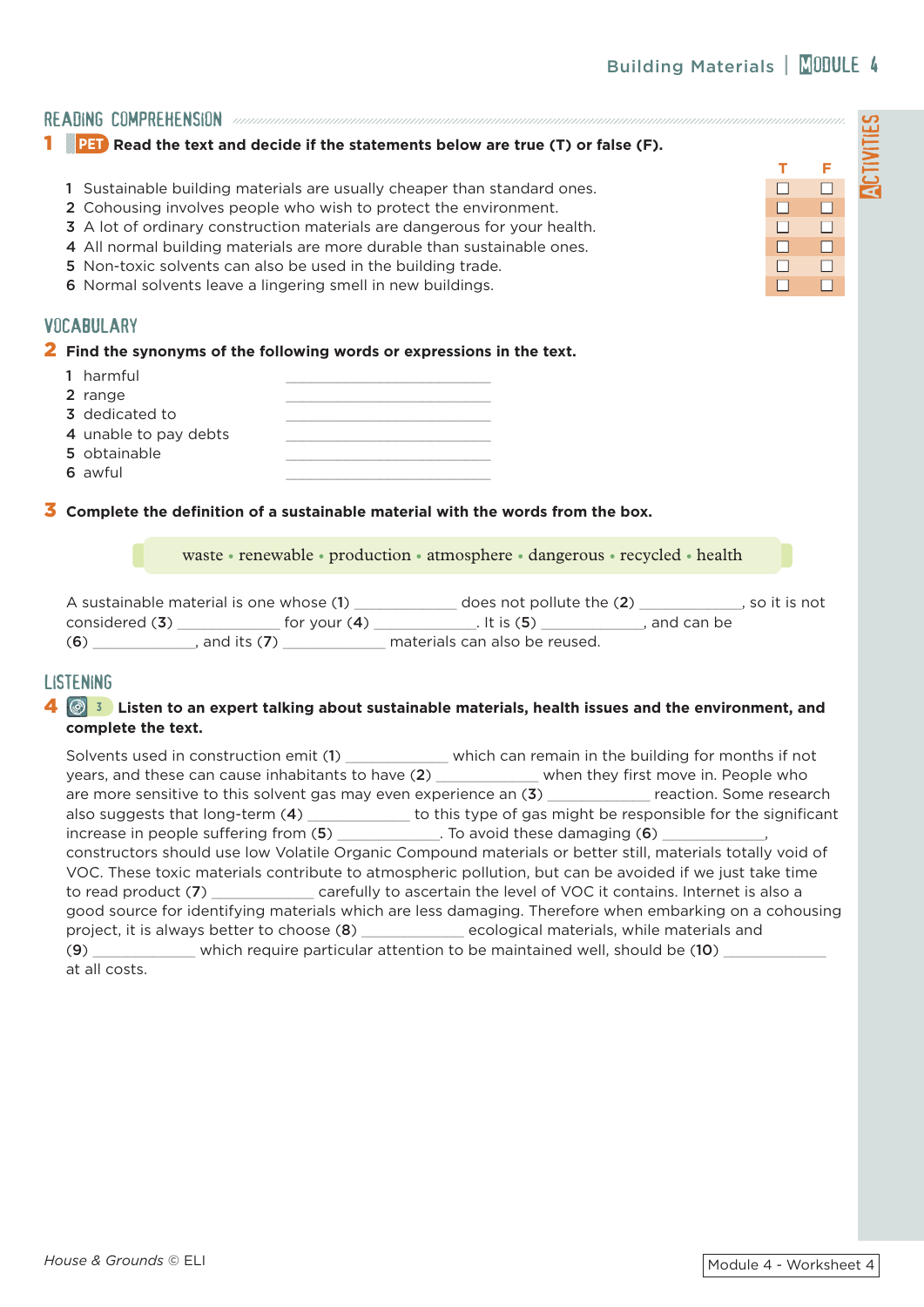## READING COMPREHENSION

**1** PET **Read the text and decide if the statements below are true (T) or false (F).**

| | | T | F |
|---|---|---|---|
| 1 | Sustainable building materials are usually cheaper than standard ones. | ☐ | ☐ |
| 2 | Cohousing involves people who wish to protect the environment. | ☐ | ☐ |
| 3 | A lot of ordinary construction materials are dangerous for your health. | ☐ | ☐ |
| 4 | All normal building materials are more durable than sustainable ones. | ☐ | ☐ |
| 5 | Non-toxic solvents can also be used in the building trade. | ☐ | ☐ |
| 6 | Normal solvents leave a lingering smell in new buildings. | ☐ | ☐ |

## VOCABULARY

**2 Find the synonyms of the following words or expressions in the text.**

1 harmful ____________________
2 range ____________________
3 dedicated to ____________________
4 unable to pay debts ____________________
5 obtainable ____________________
6 awful ____________________

**3 Complete the definition of a sustainable material with the words from the box.**

waste • renewable • production • atmosphere • dangerous • recycled • health

A sustainable material is one whose (1) ____________ does not pollute the (2) ____________, so it is not considered (3) ____________ for your (4) ____________. It is (5) ____________, and can be (6) ____________, and its (7) ____________ materials can also be reused.

## LISTENING

**4** 3 **Listen to an expert talking about sustainable materials, health issues and the environment, and complete the text.**

Solvents used in construction emit (1) ____________ which can remain in the building for months if not years, and these can cause inhabitants to have (2) ____________ when they first move in. People who are more sensitive to this solvent gas may even experience an (3) ____________ reaction. Some research also suggests that long-term (4) ____________ to this type of gas might be responsible for the significant increase in people suffering from (5) ____________. To avoid these damaging (6) ____________, constructors should use low Volatile Organic Compound materials or better still, materials totally void of VOC. These toxic materials contribute to atmospheric pollution, but can be avoided if we just take time to read product (7) ____________ carefully to ascertain the level of VOC it contains. Internet is also a good source for identifying materials which are less damaging. Therefore when embarking on a cohousing project, it is always better to choose (8) ____________ ecological materials, while materials and (9) ____________ which require particular attention to be maintained well, should be (10) ____________ at all costs.